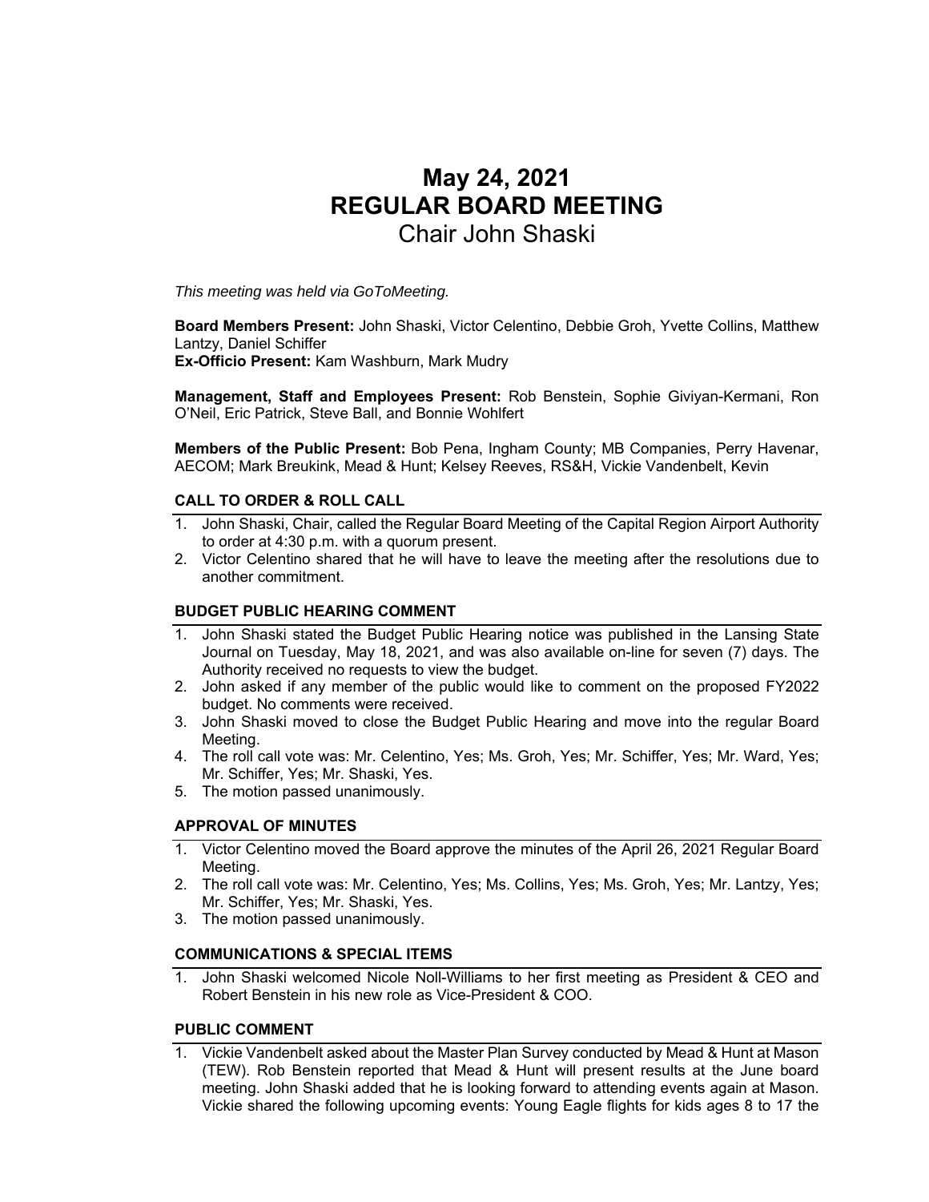# May 24, 2021
# REGULAR BOARD MEETING
## Chair John Shaski

*This meeting was held via GoToMeeting.*

**Board Members Present:** John Shaski, Victor Celentino, Debbie Groh, Yvette Collins, Matthew Lantzy, Daniel Schiffer
**Ex-Officio Present:** Kam Washburn, Mark Mudry

**Management, Staff and Employees Present:** Rob Benstein, Sophie Giviyan-Kermani, Ron O'Neil, Eric Patrick, Steve Ball, and Bonnie Wohlfert

**Members of the Public Present:** Bob Pena, Ingham County; MB Companies, Perry Havenar, AECOM; Mark Breukink, Mead & Hunt; Kelsey Reeves, RS&H, Vickie Vandenbelt, Kevin

### CALL TO ORDER & ROLL CALL

1. John Shaski, Chair, called the Regular Board Meeting of the Capital Region Airport Authority to order at 4:30 p.m. with a quorum present.
2. Victor Celentino shared that he will have to leave the meeting after the resolutions due to another commitment.

### BUDGET PUBLIC HEARING COMMENT

1. John Shaski stated the Budget Public Hearing notice was published in the Lansing State Journal on Tuesday, May 18, 2021, and was also available on-line for seven (7) days. The Authority received no requests to view the budget.
2. John asked if any member of the public would like to comment on the proposed FY2022 budget. No comments were received.
3. John Shaski moved to close the Budget Public Hearing and move into the regular Board Meeting.
4. The roll call vote was: Mr. Celentino, Yes; Ms. Groh, Yes; Mr. Schiffer, Yes; Mr. Ward, Yes; Mr. Schiffer, Yes; Mr. Shaski, Yes.
5. The motion passed unanimously.

### APPROVAL OF MINUTES

1. Victor Celentino moved the Board approve the minutes of the April 26, 2021 Regular Board Meeting.
2. The roll call vote was: Mr. Celentino, Yes; Ms. Collins, Yes; Ms. Groh, Yes; Mr. Lantzy, Yes; Mr. Schiffer, Yes; Mr. Shaski, Yes.
3. The motion passed unanimously.

### COMMUNICATIONS & SPECIAL ITEMS

1. John Shaski welcomed Nicole Noll-Williams to her first meeting as President & CEO and Robert Benstein in his new role as Vice-President & COO.

### PUBLIC COMMENT

1. Vickie Vandenbelt asked about the Master Plan Survey conducted by Mead & Hunt at Mason (TEW). Rob Benstein reported that Mead & Hunt will present results at the June board meeting. John Shaski added that he is looking forward to attending events again at Mason. Vickie shared the following upcoming events: Young Eagle flights for kids ages 8 to 17 the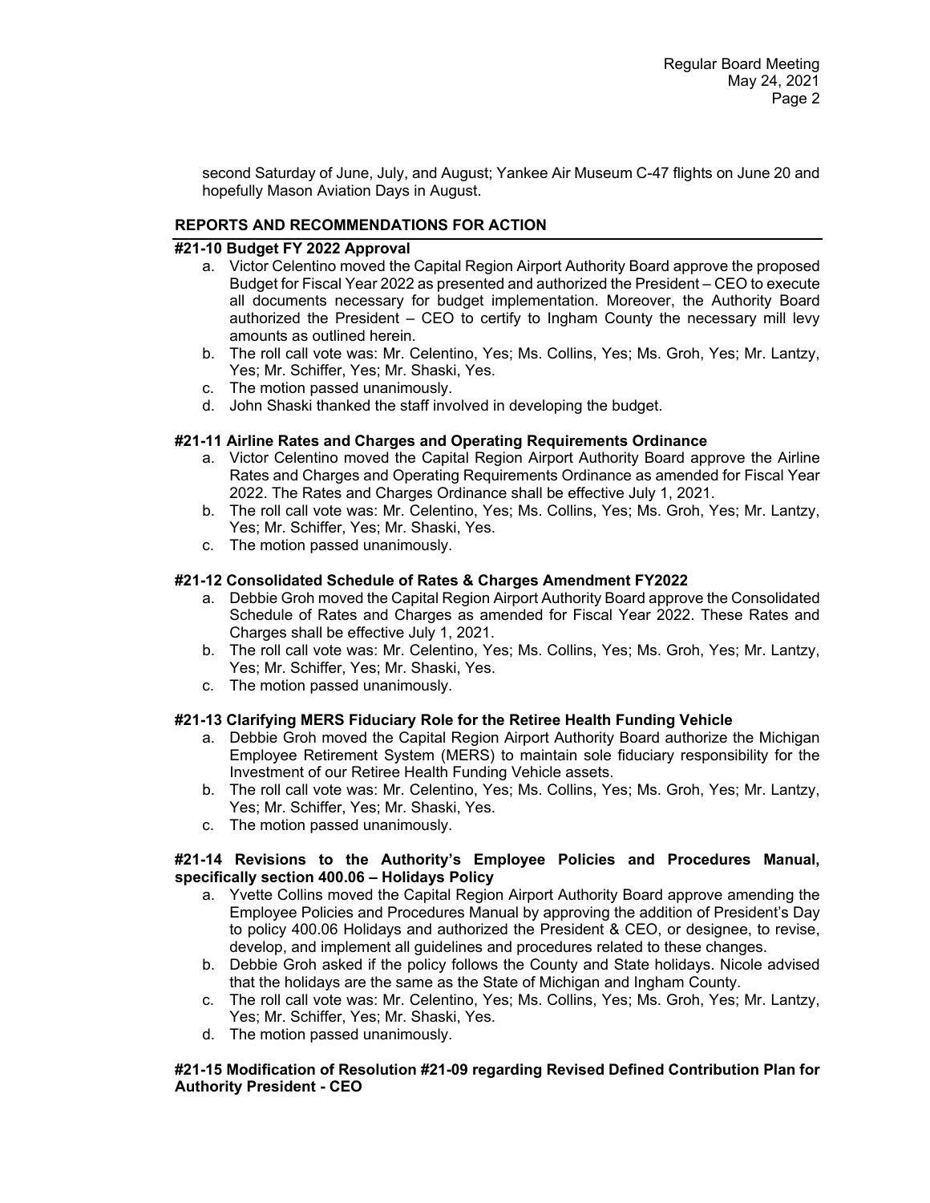second Saturday of June, July, and August; Yankee Air Museum C-47 flights on June 20 and hopefully Mason Aviation Days in August.

## REPORTS AND RECOMMENDATIONS FOR ACTION

### #21-10 Budget FY 2022 Approval

a. Victor Celentino moved the Capital Region Airport Authority Board approve the proposed Budget for Fiscal Year 2022 as presented and authorized the President – CEO to execute all documents necessary for budget implementation. Moreover, the Authority Board authorized the President – CEO to certify to Ingham County the necessary mill levy amounts as outlined herein.
b. The roll call vote was: Mr. Celentino, Yes; Ms. Collins, Yes; Ms. Groh, Yes; Mr. Lantzy, Yes; Mr. Schiffer, Yes; Mr. Shaski, Yes.
c. The motion passed unanimously.
d. John Shaski thanked the staff involved in developing the budget.

### #21-11 Airline Rates and Charges and Operating Requirements Ordinance

a. Victor Celentino moved the Capital Region Airport Authority Board approve the Airline Rates and Charges and Operating Requirements Ordinance as amended for Fiscal Year 2022. The Rates and Charges Ordinance shall be effective July 1, 2021.
b. The roll call vote was: Mr. Celentino, Yes; Ms. Collins, Yes; Ms. Groh, Yes; Mr. Lantzy, Yes; Mr. Schiffer, Yes; Mr. Shaski, Yes.
c. The motion passed unanimously.

### #21-12 Consolidated Schedule of Rates & Charges Amendment FY2022

a. Debbie Groh moved the Capital Region Airport Authority Board approve the Consolidated Schedule of Rates and Charges as amended for Fiscal Year 2022. These Rates and Charges shall be effective July 1, 2021.
b. The roll call vote was: Mr. Celentino, Yes; Ms. Collins, Yes; Ms. Groh, Yes; Mr. Lantzy, Yes; Mr. Schiffer, Yes; Mr. Shaski, Yes.
c. The motion passed unanimously.

### #21-13 Clarifying MERS Fiduciary Role for the Retiree Health Funding Vehicle

a. Debbie Groh moved the Capital Region Airport Authority Board authorize the Michigan Employee Retirement System (MERS) to maintain sole fiduciary responsibility for the Investment of our Retiree Health Funding Vehicle assets.
b. The roll call vote was: Mr. Celentino, Yes; Ms. Collins, Yes; Ms. Groh, Yes; Mr. Lantzy, Yes; Mr. Schiffer, Yes; Mr. Shaski, Yes.
c. The motion passed unanimously.

### #21-14 Revisions to the Authority's Employee Policies and Procedures Manual, specifically section 400.06 – Holidays Policy

a. Yvette Collins moved the Capital Region Airport Authority Board approve amending the Employee Policies and Procedures Manual by approving the addition of President's Day to policy 400.06 Holidays and authorized the President & CEO, or designee, to revise, develop, and implement all guidelines and procedures related to these changes.
b. Debbie Groh asked if the policy follows the County and State holidays. Nicole advised that the holidays are the same as the State of Michigan and Ingham County.
c. The roll call vote was: Mr. Celentino, Yes; Ms. Collins, Yes; Ms. Groh, Yes; Mr. Lantzy, Yes; Mr. Schiffer, Yes; Mr. Shaski, Yes.
d. The motion passed unanimously.

### #21-15 Modification of Resolution #21-09 regarding Revised Defined Contribution Plan for Authority President - CEO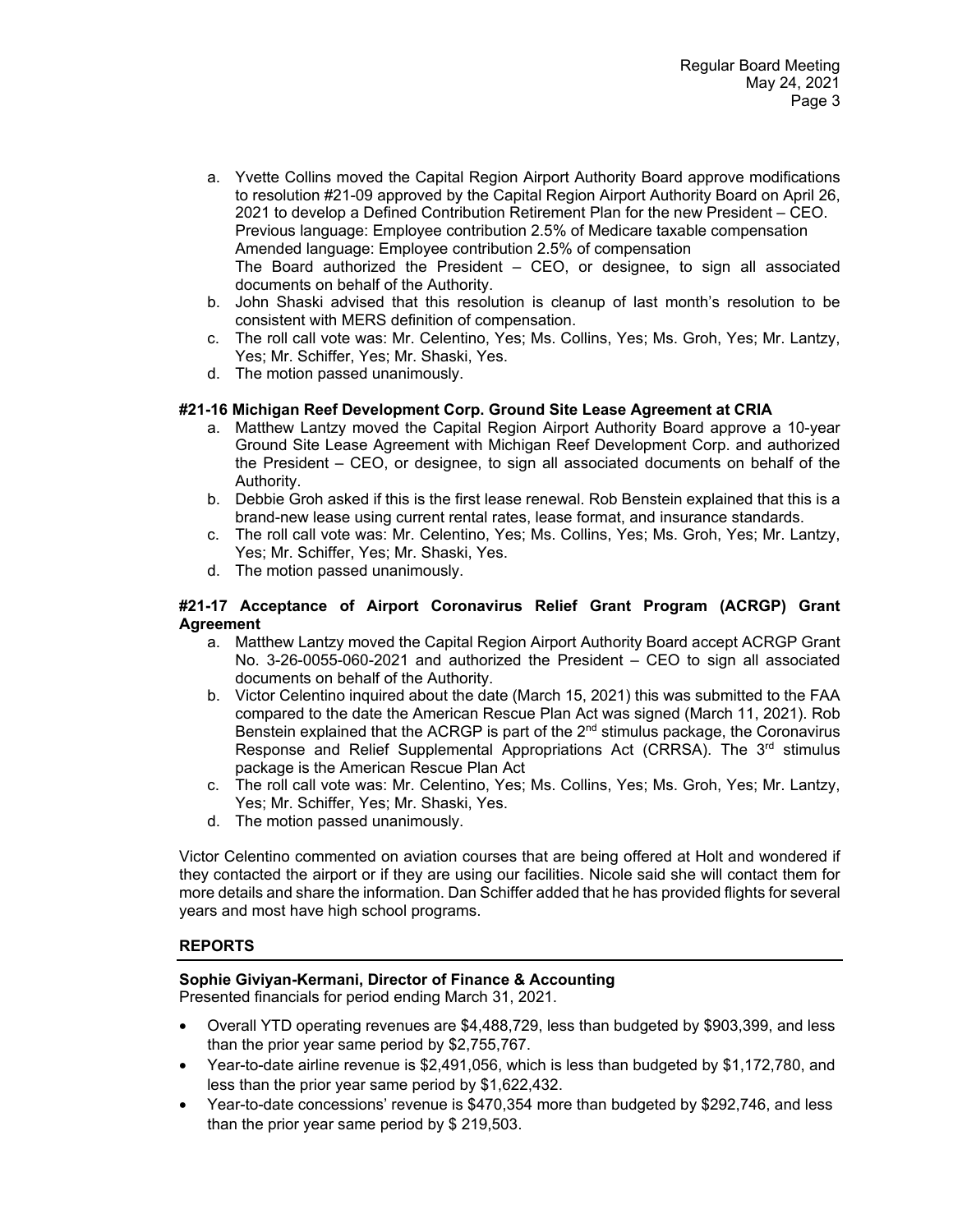a. Yvette Collins moved the Capital Region Airport Authority Board approve modifications to resolution #21-09 approved by the Capital Region Airport Authority Board on April 26, 2021 to develop a Defined Contribution Retirement Plan for the new President – CEO. Previous language: Employee contribution 2.5% of Medicare taxable compensation Amended language: Employee contribution 2.5% of compensation The Board authorized the President – CEO, or designee, to sign all associated documents on behalf of the Authority.
b. John Shaski advised that this resolution is cleanup of last month's resolution to be consistent with MERS definition of compensation.
c. The roll call vote was: Mr. Celentino, Yes; Ms. Collins, Yes; Ms. Groh, Yes; Mr. Lantzy, Yes; Mr. Schiffer, Yes; Mr. Shaski, Yes.
d. The motion passed unanimously.

**#21-16 Michigan Reef Development Corp. Ground Site Lease Agreement at CRIA**

a. Matthew Lantzy moved the Capital Region Airport Authority Board approve a 10-year Ground Site Lease Agreement with Michigan Reef Development Corp. and authorized the President – CEO, or designee, to sign all associated documents on behalf of the Authority.
b. Debbie Groh asked if this is the first lease renewal. Rob Benstein explained that this is a brand-new lease using current rental rates, lease format, and insurance standards.
c. The roll call vote was: Mr. Celentino, Yes; Ms. Collins, Yes; Ms. Groh, Yes; Mr. Lantzy, Yes; Mr. Schiffer, Yes; Mr. Shaski, Yes.
d. The motion passed unanimously.

**#21-17 Acceptance of Airport Coronavirus Relief Grant Program (ACRGP) Grant Agreement**

a. Matthew Lantzy moved the Capital Region Airport Authority Board accept ACRGP Grant No. 3-26-0055-060-2021 and authorized the President – CEO to sign all associated documents on behalf of the Authority.
b. Victor Celentino inquired about the date (March 15, 2021) this was submitted to the FAA compared to the date the American Rescue Plan Act was signed (March 11, 2021). Rob Benstein explained that the ACRGP is part of the 2nd stimulus package, the Coronavirus Response and Relief Supplemental Appropriations Act (CRRSA). The 3rd stimulus package is the American Rescue Plan Act
c. The roll call vote was: Mr. Celentino, Yes; Ms. Collins, Yes; Ms. Groh, Yes; Mr. Lantzy, Yes; Mr. Schiffer, Yes; Mr. Shaski, Yes.
d. The motion passed unanimously.

Victor Celentino commented on aviation courses that are being offered at Holt and wondered if they contacted the airport or if they are using our facilities. Nicole said she will contact them for more details and share the information. Dan Schiffer added that he has provided flights for several years and most have high school programs.

## REPORTS

**Sophie Giviyan-Kermani, Director of Finance & Accounting**

Presented financials for period ending March 31, 2021.

- Overall YTD operating revenues are $4,488,729, less than budgeted by $903,399, and less than the prior year same period by $2,755,767.
- Year-to-date airline revenue is $2,491,056, which is less than budgeted by $1,172,780, and less than the prior year same period by $1,622,432.
- Year-to-date concessions' revenue is $470,354 more than budgeted by $292,746, and less than the prior year same period by $ 219,503.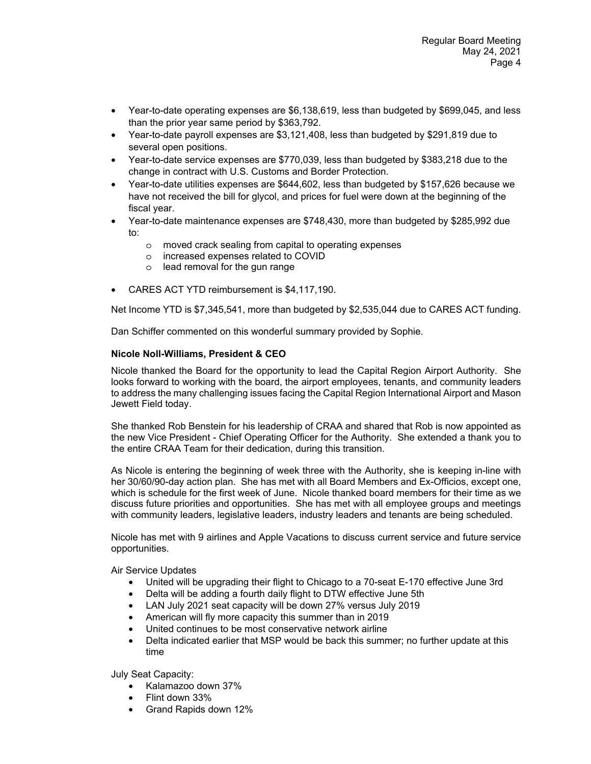- Year-to-date operating expenses are $6,138,619, less than budgeted by $699,045, and less than the prior year same period by $363,792.
- Year-to-date payroll expenses are $3,121,408, less than budgeted by $291,819 due to several open positions.
- Year-to-date service expenses are $770,039, less than budgeted by $383,218 due to the change in contract with U.S. Customs and Border Protection.
- Year-to-date utilities expenses are $644,602, less than budgeted by $157,626 because we have not received the bill for glycol, and prices for fuel were down at the beginning of the fiscal year.
- Year-to-date maintenance expenses are $748,430, more than budgeted by $285,992 due to:
    - moved crack sealing from capital to operating expenses
    - increased expenses related to COVID
    - lead removal for the gun range
- CARES ACT YTD reimbursement is $4,117,190.

Net Income YTD is $7,345,541, more than budgeted by $2,535,044 due to CARES ACT funding.

Dan Schiffer commented on this wonderful summary provided by Sophie.

**Nicole Noll-Williams, President & CEO**

Nicole thanked the Board for the opportunity to lead the Capital Region Airport Authority. She looks forward to working with the board, the airport employees, tenants, and community leaders to address the many challenging issues facing the Capital Region International Airport and Mason Jewett Field today.

She thanked Rob Benstein for his leadership of CRAA and shared that Rob is now appointed as the new Vice President - Chief Operating Officer for the Authority. She extended a thank you to the entire CRAA Team for their dedication, during this transition.

As Nicole is entering the beginning of week three with the Authority, she is keeping in-line with her 30/60/90-day action plan. She has met with all Board Members and Ex-Officios, except one, which is schedule for the first week of June. Nicole thanked board members for their time as we discuss future priorities and opportunities. She has met with all employee groups and meetings with community leaders, legislative leaders, industry leaders and tenants are being scheduled.

Nicole has met with 9 airlines and Apple Vacations to discuss current service and future service opportunities.

Air Service Updates

- United will be upgrading their flight to Chicago to a 70-seat E-170 effective June 3rd
- Delta will be adding a fourth daily flight to DTW effective June 5th
- LAN July 2021 seat capacity will be down 27% versus July 2019
- American will fly more capacity this summer than in 2019
- United continues to be most conservative network airline
- Delta indicated earlier that MSP would be back this summer; no further update at this time

July Seat Capacity:

- Kalamazoo down 37%
- Flint down 33%
- Grand Rapids down 12%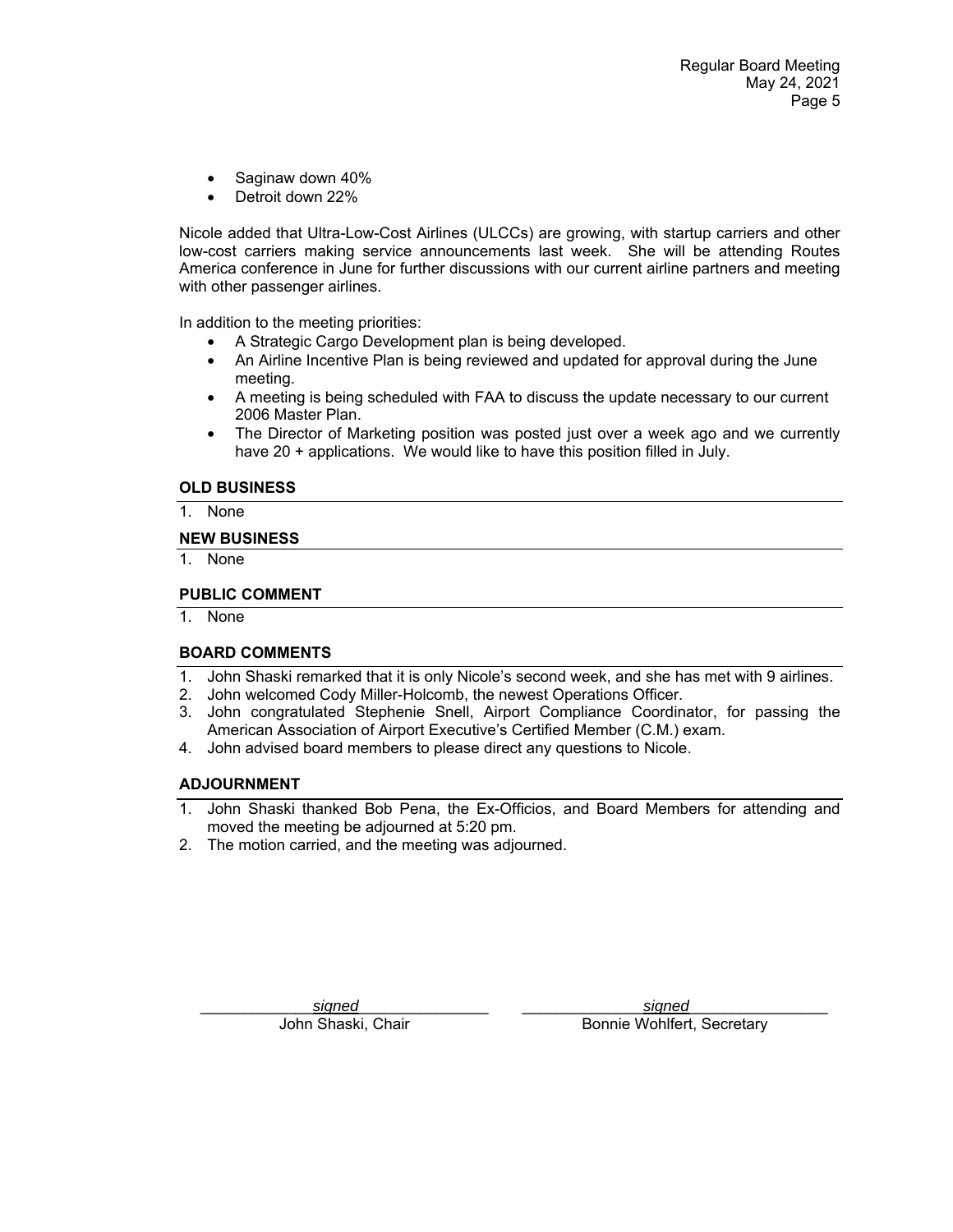- Saginaw down 40%
- Detroit down 22%

Nicole added that Ultra-Low-Cost Airlines (ULCCs) are growing, with startup carriers and other low-cost carriers making service announcements last week. She will be attending Routes America conference in June for further discussions with our current airline partners and meeting with other passenger airlines.

In addition to the meeting priorities:

- A Strategic Cargo Development plan is being developed.
- An Airline Incentive Plan is being reviewed and updated for approval during the June meeting.
- A meeting is being scheduled with FAA to discuss the update necessary to our current 2006 Master Plan.
- The Director of Marketing position was posted just over a week ago and we currently have 20 + applications. We would like to have this position filled in July.

**OLD BUSINESS**

1. None

**NEW BUSINESS**

1. None

**PUBLIC COMMENT**

1. None

**BOARD COMMENTS**

1. John Shaski remarked that it is only Nicole's second week, and she has met with 9 airlines.
2. John welcomed Cody Miller-Holcomb, the newest Operations Officer.
3. John congratulated Stephenie Snell, Airport Compliance Coordinator, for passing the American Association of Airport Executive's Certified Member (C.M.) exam.
4. John advised board members to please direct any questions to Nicole.

**ADJOURNMENT**

1. John Shaski thanked Bob Pena, the Ex-Officios, and Board Members for attending and moved the meeting be adjourned at 5:20 pm.
2. The motion carried, and the meeting was adjourned.

*signed*
John Shaski, Chair

*signed*
Bonnie Wohlfert, Secretary